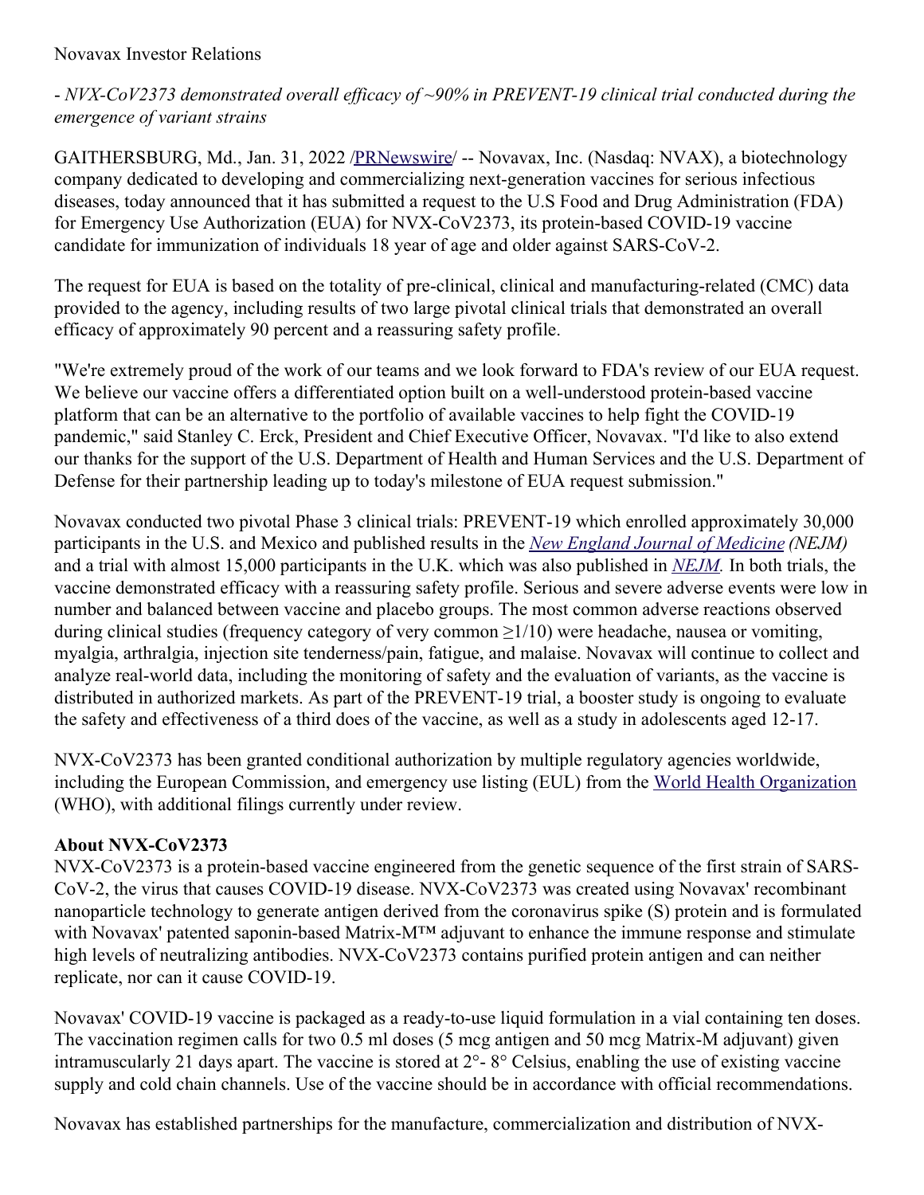Novavax Investor Relations

*- NVX-CoV2373 demonstrated overall efficacy of ~90% in PREVENT-19 clinical trial conducted during the emergence of variant strains*

GAITHERSBURG, Md., Jan. 31, 2022 /PRNewswire/ -- Novavax, Inc. (Nasdaq: NVAX), a biotechnology company dedicated to developing and commercializing next-generation vaccines for serious infectious diseases, today announced that it has submitted a request to the U.S Food and Drug Administration (FDA) for Emergency Use Authorization (EUA) for NVX-CoV2373, its protein-based COVID-19 vaccine candidate for immunization of individuals 18 year of age and older against SARS-CoV-2.

The request for EUA is based on the totality of pre-clinical, clinical and manufacturing-related (CMC) data provided to the agency, including results of two large pivotal clinical trials that demonstrated an overall efficacy of approximately 90 percent and a reassuring safety profile.

"We're extremely proud of the work of our teams and we look forward to FDA's review of our EUA request. We believe our vaccine offers a differentiated option built on a well-understood protein-based vaccine platform that can be an alternative to the portfolio of available vaccines to help fight the COVID-19 pandemic," said Stanley C. Erck, President and Chief Executive Officer, Novavax. "I'd like to also extend our thanks for the support of the U.S. Department of Health and Human Services and the U.S. Department of Defense for their partnership leading up to today's milestone of EUA request submission."

Novavax conducted two pivotal Phase 3 clinical trials: PREVENT-19 which enrolled approximately 30,000 participants in the U.S. and Mexico and published results in the *New England Journal of Medicine (NEJM)* and a trial with almost 15,000 participants in the U.K. which was also published in *NEJM.* In both trials, the vaccine demonstrated efficacy with a reassuring safety profile. Serious and severe adverse events were low in number and balanced between vaccine and placebo groups. The most common adverse reactions observed during clinical studies (frequency category of very common ≥1/10) were headache, nausea or vomiting, myalgia, arthralgia, injection site tenderness/pain, fatigue, and malaise. Novavax will continue to collect and analyze real-world data, including the monitoring of safety and the evaluation of variants, as the vaccine is distributed in authorized markets. As part of the PREVENT-19 trial, a booster study is ongoing to evaluate the safety and effectiveness of a third does of the vaccine, as well as a study in adolescents aged 12-17.

NVX-CoV2373 has been granted conditional authorization by multiple regulatory agencies worldwide, including the European Commission, and emergency use listing (EUL) from the World Health Organization (WHO), with additional filings currently under review.

**About NVX-CoV2373**

NVX-CoV2373 is a protein-based vaccine engineered from the genetic sequence of the first strain of SARS-CoV-2, the virus that causes COVID-19 disease. NVX-CoV2373 was created using Novavax' recombinant nanoparticle technology to generate antigen derived from the coronavirus spike (S) protein and is formulated with Novavax' patented saponin-based Matrix-M™ adjuvant to enhance the immune response and stimulate high levels of neutralizing antibodies. NVX-CoV2373 contains purified protein antigen and can neither replicate, nor can it cause COVID-19.

Novavax' COVID-19 vaccine is packaged as a ready-to-use liquid formulation in a vial containing ten doses. The vaccination regimen calls for two 0.5 ml doses (5 mcg antigen and 50 mcg Matrix-M adjuvant) given intramuscularly 21 days apart. The vaccine is stored at 2°- 8° Celsius, enabling the use of existing vaccine supply and cold chain channels. Use of the vaccine should be in accordance with official recommendations.

Novavax has established partnerships for the manufacture, commercialization and distribution of NVX-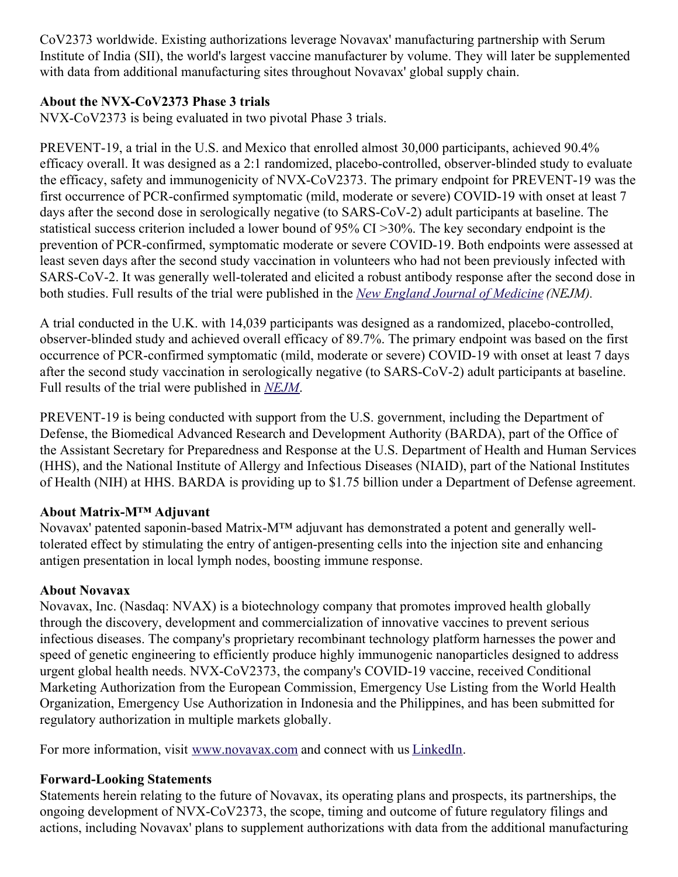CoV2373 worldwide. Existing authorizations leverage Novavax' manufacturing partnership with Serum Institute of India (SII), the world's largest vaccine manufacturer by volume. They will later be supplemented with data from additional manufacturing sites throughout Novavax' global supply chain.

**About the NVX-CoV2373 Phase 3 trials**
NVX-CoV2373 is being evaluated in two pivotal Phase 3 trials.

PREVENT-19, a trial in the U.S. and Mexico that enrolled almost 30,000 participants, achieved 90.4% efficacy overall. It was designed as a 2:1 randomized, placebo-controlled, observer-blinded study to evaluate the efficacy, safety and immunogenicity of NVX-CoV2373. The primary endpoint for PREVENT-19 was the first occurrence of PCR-confirmed symptomatic (mild, moderate or severe) COVID-19 with onset at least 7 days after the second dose in serologically negative (to SARS-CoV-2) adult participants at baseline. The statistical success criterion included a lower bound of 95% CI >30%. The key secondary endpoint is the prevention of PCR-confirmed, symptomatic moderate or severe COVID-19. Both endpoints were assessed at least seven days after the second study vaccination in volunteers who had not been previously infected with SARS-CoV-2. It was generally well-tolerated and elicited a robust antibody response after the second dose in both studies. Full results of the trial were published in the *New England Journal of Medicine (NEJM).*

A trial conducted in the U.K. with 14,039 participants was designed as a randomized, placebo-controlled, observer-blinded study and achieved overall efficacy of 89.7%. The primary endpoint was based on the first occurrence of PCR-confirmed symptomatic (mild, moderate or severe) COVID-19 with onset at least 7 days after the second study vaccination in serologically negative (to SARS-CoV-2) adult participants at baseline. Full results of the trial were published in *NEJM*.

PREVENT-19 is being conducted with support from the U.S. government, including the Department of Defense, the Biomedical Advanced Research and Development Authority (BARDA), part of the Office of the Assistant Secretary for Preparedness and Response at the U.S. Department of Health and Human Services (HHS), and the National Institute of Allergy and Infectious Diseases (NIAID), part of the National Institutes of Health (NIH) at HHS. BARDA is providing up to $1.75 billion under a Department of Defense agreement.

**About Matrix-M™ Adjuvant**
Novavax' patented saponin-based Matrix-M™ adjuvant has demonstrated a potent and generally well-tolerated effect by stimulating the entry of antigen-presenting cells into the injection site and enhancing antigen presentation in local lymph nodes, boosting immune response.

**About Novavax**
Novavax, Inc. (Nasdaq: NVAX) is a biotechnology company that promotes improved health globally through the discovery, development and commercialization of innovative vaccines to prevent serious infectious diseases. The company's proprietary recombinant technology platform harnesses the power and speed of genetic engineering to efficiently produce highly immunogenic nanoparticles designed to address urgent global health needs. NVX-CoV2373, the company's COVID-19 vaccine, received Conditional Marketing Authorization from the European Commission, Emergency Use Listing from the World Health Organization, Emergency Use Authorization in Indonesia and the Philippines, and has been submitted for regulatory authorization in multiple markets globally.

For more information, visit www.novavax.com and connect with us LinkedIn.

**Forward-Looking Statements**
Statements herein relating to the future of Novavax, its operating plans and prospects, its partnerships, the ongoing development of NVX-CoV2373, the scope, timing and outcome of future regulatory filings and actions, including Novavax' plans to supplement authorizations with data from the additional manufacturing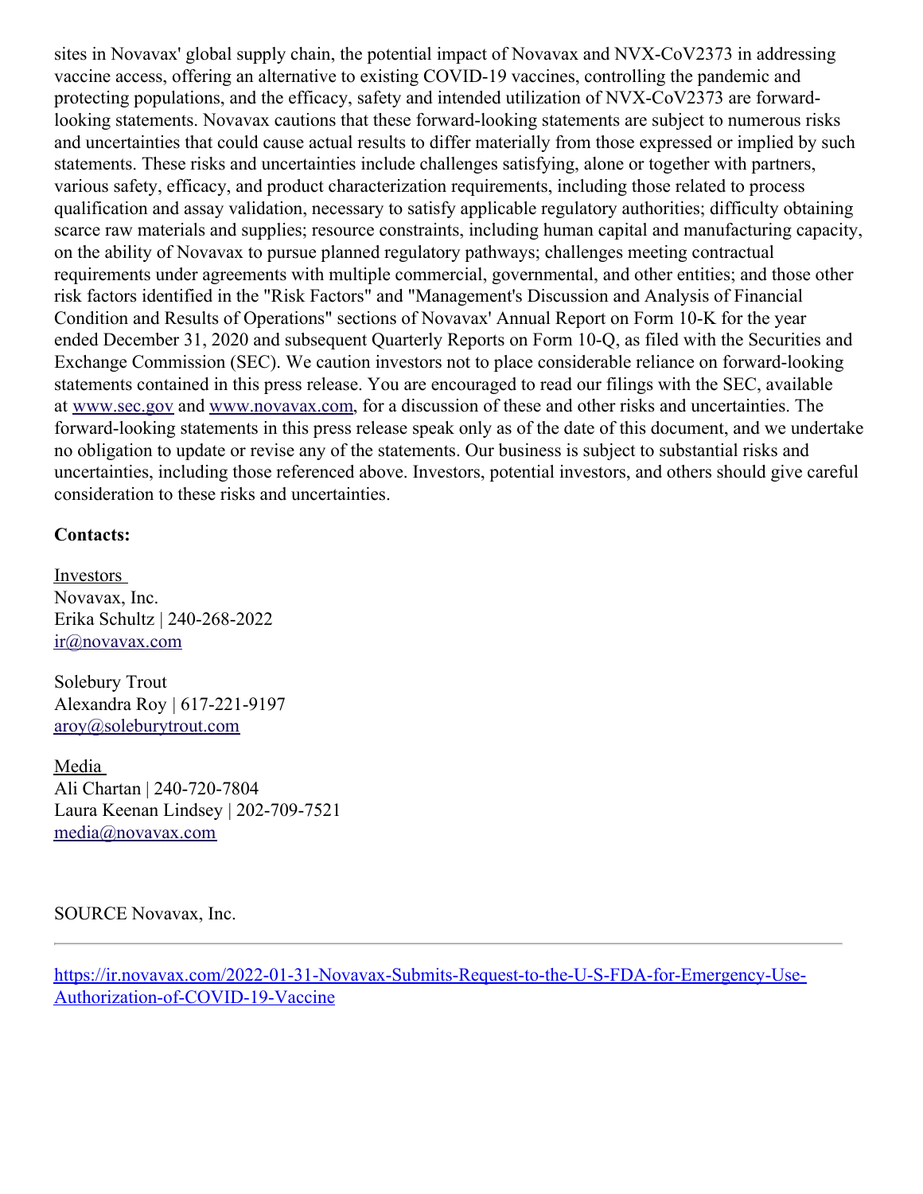sites in Novavax' global supply chain, the potential impact of Novavax and NVX-CoV2373 in addressing vaccine access, offering an alternative to existing COVID-19 vaccines, controlling the pandemic and protecting populations, and the efficacy, safety and intended utilization of NVX-CoV2373 are forward-looking statements. Novavax cautions that these forward-looking statements are subject to numerous risks and uncertainties that could cause actual results to differ materially from those expressed or implied by such statements. These risks and uncertainties include challenges satisfying, alone or together with partners, various safety, efficacy, and product characterization requirements, including those related to process qualification and assay validation, necessary to satisfy applicable regulatory authorities; difficulty obtaining scarce raw materials and supplies; resource constraints, including human capital and manufacturing capacity, on the ability of Novavax to pursue planned regulatory pathways; challenges meeting contractual requirements under agreements with multiple commercial, governmental, and other entities; and those other risk factors identified in the "Risk Factors" and "Management's Discussion and Analysis of Financial Condition and Results of Operations" sections of Novavax' Annual Report on Form 10-K for the year ended December 31, 2020 and subsequent Quarterly Reports on Form 10-Q, as filed with the Securities and Exchange Commission (SEC). We caution investors not to place considerable reliance on forward-looking statements contained in this press release. You are encouraged to read our filings with the SEC, available at [www.sec.gov](http://www.sec.gov) and [www.novavax.com](http://www.novavax.com), for a discussion of these and other risks and uncertainties. The forward-looking statements in this press release speak only as of the date of this document, and we undertake no obligation to update or revise any of the statements. Our business is subject to substantial risks and uncertainties, including those referenced above. Investors, potential investors, and others should give careful consideration to these risks and uncertainties.

**Contacts:**

Investors
Novavax, Inc.
Erika Schultz | 240-268-2022
ir@novavax.com

Solebury Trout
Alexandra Roy | 617-221-9197
aroy@soleburytrout.com

Media
Ali Chartan | 240-720-7804
Laura Keenan Lindsey | 202-709-7521
media@novavax.com

SOURCE Novavax, Inc.

---

https://ir.novavax.com/2022-01-31-Novavax-Submits-Request-to-the-U-S-FDA-for-Emergency-Use-Authorization-of-COVID-19-Vaccine